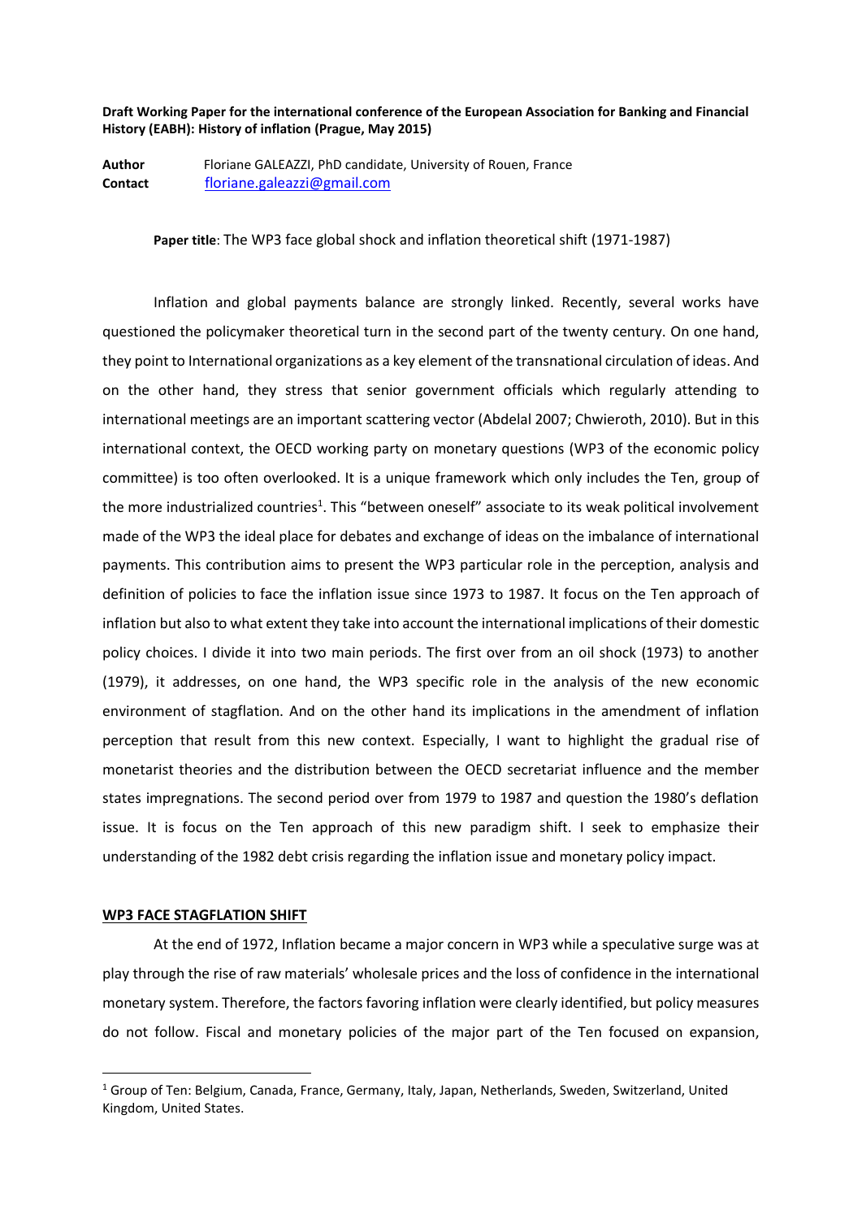**Draft Working Paper for the international conference of the European Association for Banking and Financial History (EABH): History of inflation (Prague, May 2015)**

**Author** Floriane GALEAZZI, PhD candidate, University of Rouen, France
**Contact** floriane.galeazzi@gmail.com

**Paper title**: The WP3 face global shock and inflation theoretical shift (1971-1987)

Inflation and global payments balance are strongly linked. Recently, several works have questioned the policymaker theoretical turn in the second part of the twenty century. On one hand, they point to International organizations as a key element of the transnational circulation of ideas. And on the other hand, they stress that senior government officials which regularly attending to international meetings are an important scattering vector (Abdelal 2007; Chwieroth, 2010). But in this international context, the OECD working party on monetary questions (WP3 of the economic policy committee) is too often overlooked. It is a unique framework which only includes the Ten, group of the more industrialized countries[1]. This "between oneself" associate to its weak political involvement made of the WP3 the ideal place for debates and exchange of ideas on the imbalance of international payments. This contribution aims to present the WP3 particular role in the perception, analysis and definition of policies to face the inflation issue since 1973 to 1987. It focus on the Ten approach of inflation but also to what extent they take into account the international implications of their domestic policy choices. I divide it into two main periods. The first over from an oil shock (1973) to another (1979), it addresses, on one hand, the WP3 specific role in the analysis of the new economic environment of stagflation. And on the other hand its implications in the amendment of inflation perception that result from this new context. Especially, I want to highlight the gradual rise of monetarist theories and the distribution between the OECD secretariat influence and the member states impregnations. The second period over from 1979 to 1987 and question the 1980's deflation issue. It is focus on the Ten approach of this new paradigm shift. I seek to emphasize their understanding of the 1982 debt crisis regarding the inflation issue and monetary policy impact.

## WP3 FACE STAGFLATION SHIFT

At the end of 1972, Inflation became a major concern in WP3 while a speculative surge was at play through the rise of raw materials' wholesale prices and the loss of confidence in the international monetary system. Therefore, the factors favoring inflation were clearly identified, but policy measures do not follow. Fiscal and monetary policies of the major part of the Ten focused on expansion,

[1] Group of Ten: Belgium, Canada, France, Germany, Italy, Japan, Netherlands, Sweden, Switzerland, United Kingdom, United States.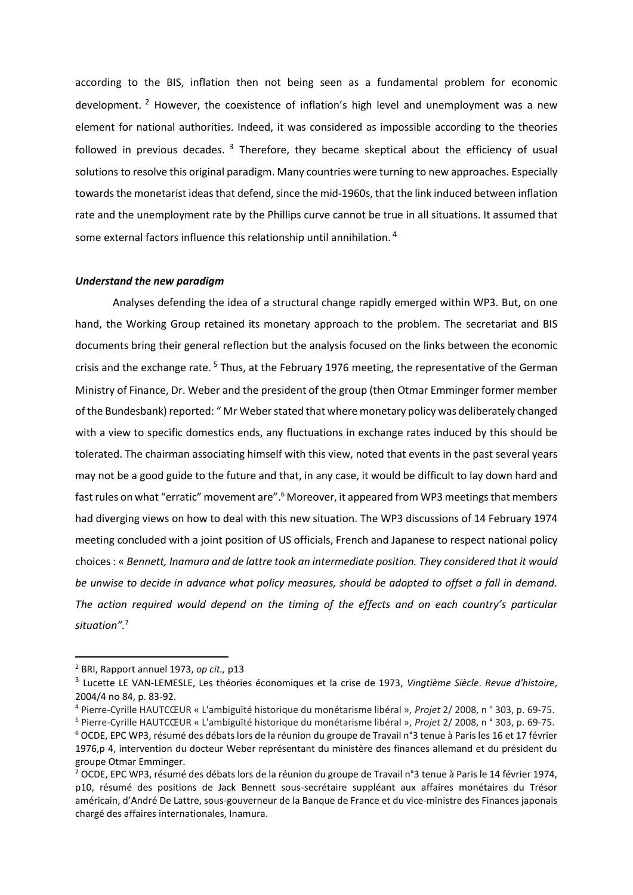according to the BIS, inflation then not being seen as a fundamental problem for economic development. [2] However, the coexistence of inflation's high level and unemployment was a new element for national authorities. Indeed, it was considered as impossible according to the theories followed in previous decades. [3] Therefore, they became skeptical about the efficiency of usual solutions to resolve this original paradigm. Many countries were turning to new approaches. Especially towards the monetarist ideas that defend, since the mid-1960s, that the link induced between inflation rate and the unemployment rate by the Phillips curve cannot be true in all situations. It assumed that some external factors influence this relationship until annihilation. [4]

### *Understand the new paradigm*

Analyses defending the idea of a structural change rapidly emerged within WP3. But, on one hand, the Working Group retained its monetary approach to the problem. The secretariat and BIS documents bring their general reflection but the analysis focused on the links between the economic crisis and the exchange rate. [5] Thus, at the February 1976 meeting, the representative of the German Ministry of Finance, Dr. Weber and the president of the group (then Otmar Emminger former member of the Bundesbank) reported: " Mr Weber stated that where monetary policy was deliberately changed with a view to specific domestics ends, any fluctuations in exchange rates induced by this should be tolerated. The chairman associating himself with this view, noted that events in the past several years may not be a good guide to the future and that, in any case, it would be difficult to lay down hard and fast rules on what "erratic" movement are".[6] Moreover, it appeared from WP3 meetings that members had diverging views on how to deal with this new situation. The WP3 discussions of 14 February 1974 meeting concluded with a joint position of US officials, French and Japanese to respect national policy choices : « *Bennett, Inamura and de lattre took an intermediate position. They considered that it would be unwise to decide in advance what policy measures, should be adopted to offset a fall in demand. The action required would depend on the timing of the effects and on each country's particular situation".*[7]

---

[2] BRI, Rapport annuel 1973, *op cit.,* p13

[3] Lucette LE VAN-LEMESLE, Les théories économiques et la crise de 1973, *Vingtième Siècle*. *Revue d'histoire*, 2004/4 no 84, p. 83-92.

[4] Pierre-Cyrille HAUTCŒUR « L'ambiguïté historique du monétarisme libéral », *Projet* 2/ 2008, n ° 303, p. 69-75.

[5] Pierre-Cyrille HAUTCŒUR « L'ambiguïté historique du monétarisme libéral », *Projet* 2/ 2008, n ° 303, p. 69-75.

[6] OCDE, EPC WP3, résumé des débats lors de la réunion du groupe de Travail n°3 tenue à Paris les 16 et 17 février 1976,p 4, intervention du docteur Weber représentant du ministère des finances allemand et du président du groupe Otmar Emminger.

[7] OCDE, EPC WP3, résumé des débats lors de la réunion du groupe de Travail n°3 tenue à Paris le 14 février 1974, p10, résumé des positions de Jack Bennett sous-secrétaire suppléant aux affaires monétaires du Trésor américain, d'André De Lattre, sous-gouverneur de la Banque de France et du vice-ministre des Finances japonais chargé des affaires internationales, Inamura.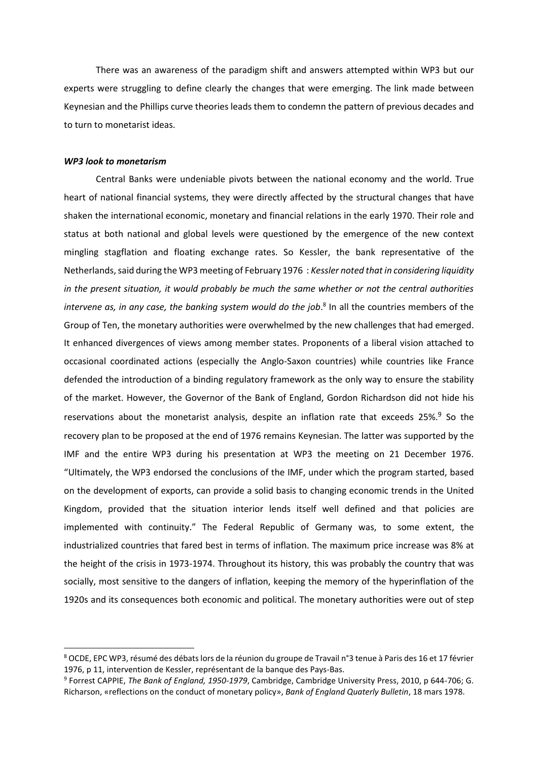There was an awareness of the paradigm shift and answers attempted within WP3 but our experts were struggling to define clearly the changes that were emerging. The link made between Keynesian and the Phillips curve theories leads them to condemn the pattern of previous decades and to turn to monetarist ideas.

***WP3 look to monetarism***

Central Banks were undeniable pivots between the national economy and the world. True heart of national financial systems, they were directly affected by the structural changes that have shaken the international economic, monetary and financial relations in the early 1970. Their role and status at both national and global levels were questioned by the emergence of the new context mingling stagflation and floating exchange rates. So Kessler, the bank representative of the Netherlands, said during the WP3 meeting of February 1976 : *Kessler noted that in considering liquidity in the present situation, it would probably be much the same whether or not the central authorities intervene as, in any case, the banking system would do the job*.[8] In all the countries members of the Group of Ten, the monetary authorities were overwhelmed by the new challenges that had emerged. It enhanced divergences of views among member states. Proponents of a liberal vision attached to occasional coordinated actions (especially the Anglo-Saxon countries) while countries like France defended the introduction of a binding regulatory framework as the only way to ensure the stability of the market. However, the Governor of the Bank of England, Gordon Richardson did not hide his reservations about the monetarist analysis, despite an inflation rate that exceeds 25%.[9] So the recovery plan to be proposed at the end of 1976 remains Keynesian. The latter was supported by the IMF and the entire WP3 during his presentation at WP3 the meeting on 21 December 1976. "Ultimately, the WP3 endorsed the conclusions of the IMF, under which the program started, based on the development of exports, can provide a solid basis to changing economic trends in the United Kingdom, provided that the situation interior lends itself well defined and that policies are implemented with continuity." The Federal Republic of Germany was, to some extent, the industrialized countries that fared best in terms of inflation. The maximum price increase was 8% at the height of the crisis in 1973-1974. Throughout its history, this was probably the country that was socially, most sensitive to the dangers of inflation, keeping the memory of the hyperinflation of the 1920s and its consequences both economic and political. The monetary authorities were out of step

---

[8] OCDE, EPC WP3, résumé des débats lors de la réunion du groupe de Travail n°3 tenue à Paris des 16 et 17 février 1976, p 11, intervention de Kessler, représentant de la banque des Pays-Bas.

[9] Forrest CAPPIE, *The Bank of England, 1950-1979*, Cambridge, Cambridge University Press, 2010, p 644-706; G. Richarson, «reflections on the conduct of monetary policy», *Bank of England Quaterly Bulletin*, 18 mars 1978.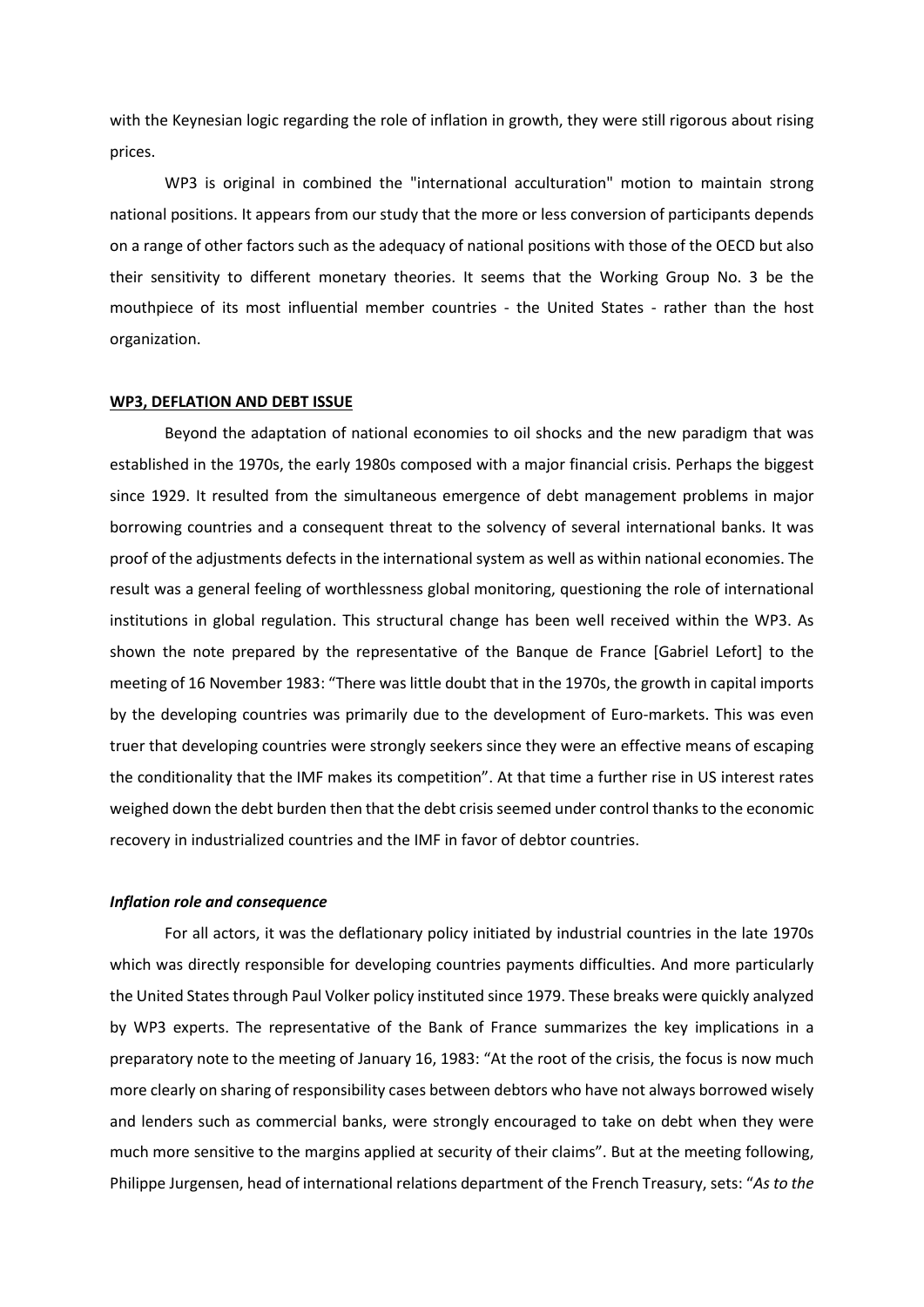with the Keynesian logic regarding the role of inflation in growth, they were still rigorous about rising prices.

WP3 is original in combined the "international acculturation" motion to maintain strong national positions. It appears from our study that the more or less conversion of participants depends on a range of other factors such as the adequacy of national positions with those of the OECD but also their sensitivity to different monetary theories. It seems that the Working Group No. 3 be the mouthpiece of its most influential member countries - the United States - rather than the host organization.

## WP3, DEFLATION AND DEBT ISSUE

Beyond the adaptation of national economies to oil shocks and the new paradigm that was established in the 1970s, the early 1980s composed with a major financial crisis. Perhaps the biggest since 1929. It resulted from the simultaneous emergence of debt management problems in major borrowing countries and a consequent threat to the solvency of several international banks. It was proof of the adjustments defects in the international system as well as within national economies. The result was a general feeling of worthlessness global monitoring, questioning the role of international institutions in global regulation. This structural change has been well received within the WP3. As shown the note prepared by the representative of the Banque de France [Gabriel Lefort] to the meeting of 16 November 1983: "There was little doubt that in the 1970s, the growth in capital imports by the developing countries was primarily due to the development of Euro-markets. This was even truer that developing countries were strongly seekers since they were an effective means of escaping the conditionality that the IMF makes its competition". At that time a further rise in US interest rates weighed down the debt burden then that the debt crisis seemed under control thanks to the economic recovery in industrialized countries and the IMF in favor of debtor countries.

### *Inflation role and consequence*

For all actors, it was the deflationary policy initiated by industrial countries in the late 1970s which was directly responsible for developing countries payments difficulties. And more particularly the United States through Paul Volker policy instituted since 1979. These breaks were quickly analyzed by WP3 experts. The representative of the Bank of France summarizes the key implications in a preparatory note to the meeting of January 16, 1983: "At the root of the crisis, the focus is now much more clearly on sharing of responsibility cases between debtors who have not always borrowed wisely and lenders such as commercial banks, were strongly encouraged to take on debt when they were much more sensitive to the margins applied at security of their claims". But at the meeting following, Philippe Jurgensen, head of international relations department of the French Treasury, sets: "*As to the*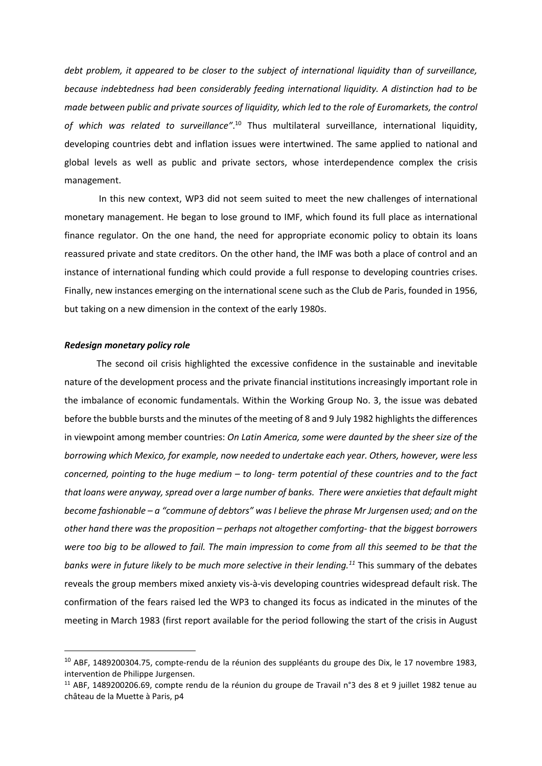*debt problem, it appeared to be closer to the subject of international liquidity than of surveillance, because indebtedness had been considerably feeding international liquidity. A distinction had to be made between public and private sources of liquidity, which led to the role of Euromarkets, the control of which was related to surveillance".*[10] Thus multilateral surveillance, international liquidity, developing countries debt and inflation issues were intertwined. The same applied to national and global levels as well as public and private sectors, whose interdependence complex the crisis management.

In this new context, WP3 did not seem suited to meet the new challenges of international monetary management. He began to lose ground to IMF, which found its full place as international finance regulator. On the one hand, the need for appropriate economic policy to obtain its loans reassured private and state creditors. On the other hand, the IMF was both a place of control and an instance of international funding which could provide a full response to developing countries crises. Finally, new instances emerging on the international scene such as the Club de Paris, founded in 1956, but taking on a new dimension in the context of the early 1980s.

### *Redesign monetary policy role*

The second oil crisis highlighted the excessive confidence in the sustainable and inevitable nature of the development process and the private financial institutions increasingly important role in the imbalance of economic fundamentals. Within the Working Group No. 3, the issue was debated before the bubble bursts and the minutes of the meeting of 8 and 9 July 1982 highlights the differences in viewpoint among member countries: *On Latin America, some were daunted by the sheer size of the borrowing which Mexico, for example, now needed to undertake each year. Others, however, were less concerned, pointing to the huge medium – to long- term potential of these countries and to the fact that loans were anyway, spread over a large number of banks. There were anxieties that default might become fashionable – a "commune of debtors" was I believe the phrase Mr Jurgensen used; and on the other hand there was the proposition – perhaps not altogether comforting- that the biggest borrowers were too big to be allowed to fail. The main impression to come from all this seemed to be that the banks were in future likely to be much more selective in their lending.[11]* This summary of the debates reveals the group members mixed anxiety vis-à-vis developing countries widespread default risk. The confirmation of the fears raised led the WP3 to changed its focus as indicated in the minutes of the meeting in March 1983 (first report available for the period following the start of the crisis in August

[10] ABF, 1489200304.75, compte-rendu de la réunion des suppléants du groupe des Dix, le 17 novembre 1983, intervention de Philippe Jurgensen.

[11] ABF, 1489200206.69, compte rendu de la réunion du groupe de Travail n°3 des 8 et 9 juillet 1982 tenue au château de la Muette à Paris, p4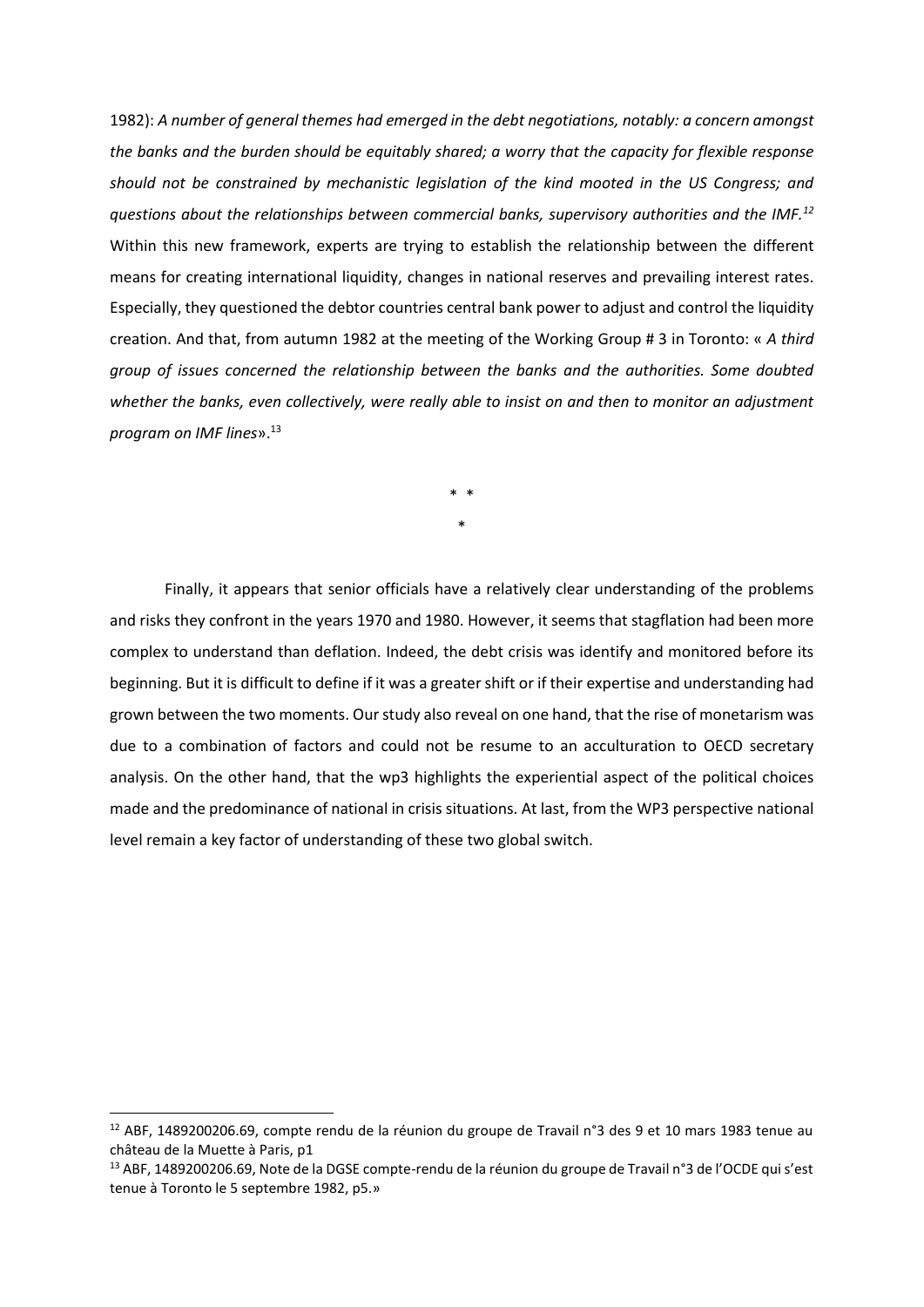1982): *A number of general themes had emerged in the debt negotiations, notably: a concern amongst the banks and the burden should be equitably shared; a worry that the capacity for flexible response should not be constrained by mechanistic legislation of the kind mooted in the US Congress; and questions about the relationships between commercial banks, supervisory authorities and the IMF.*[12] Within this new framework, experts are trying to establish the relationship between the different means for creating international liquidity, changes in national reserves and prevailing interest rates. Especially, they questioned the debtor countries central bank power to adjust and control the liquidity creation. And that, from autumn 1982 at the meeting of the Working Group # 3 in Toronto: « *A third group of issues concerned the relationship between the banks and the authorities. Some doubted whether the banks, even collectively, were really able to insist on and then to monitor an adjustment program on IMF lines*».[13]

\* \*
\*

Finally, it appears that senior officials have a relatively clear understanding of the problems and risks they confront in the years 1970 and 1980. However, it seems that stagflation had been more complex to understand than deflation. Indeed, the debt crisis was identify and monitored before its beginning. But it is difficult to define if it was a greater shift or if their expertise and understanding had grown between the two moments. Our study also reveal on one hand, that the rise of monetarism was due to a combination of factors and could not be resume to an acculturation to OECD secretary analysis. On the other hand, that the wp3 highlights the experiential aspect of the political choices made and the predominance of national in crisis situations. At last, from the WP3 perspective national level remain a key factor of understanding of these two global switch.

---

[12] ABF, 1489200206.69, compte rendu de la réunion du groupe de Travail n°3 des 9 et 10 mars 1983 tenue au château de la Muette à Paris, p1

[13] ABF, 1489200206.69, Note de la DGSE compte-rendu de la réunion du groupe de Travail n°3 de l'OCDE qui s'est tenue à Toronto le 5 septembre 1982, p5.»